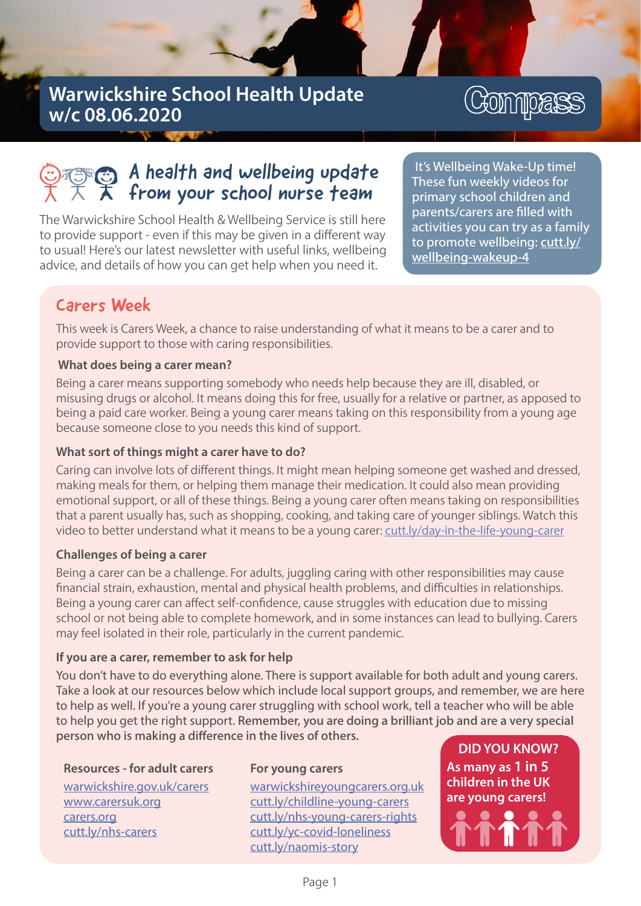# Warwickshire School Health Update w/c 08.06.2020

Compass

## A health and wellbeing update from your school nurse team

The Warwickshire School Health & Wellbeing Service is still here to provide support - even if this may be given in a different way to usual! Here's our latest newsletter with useful links, wellbeing advice, and details of how you can get help when you need it.

It's Wellbeing Wake-Up time! These fun weekly videos for primary school children and parents/carers are filled with activities you can try as a family to promote wellbeing: cutt.ly/wellbeing-wakeup-4

## Carers Week

This week is Carers Week, a chance to raise understanding of what it means to be a carer and to provide support to those with caring responsibilities.

### What does being a carer mean?

Being a carer means supporting somebody who needs help because they are ill, disabled, or misusing drugs or alcohol. It means doing this for free, usually for a relative or partner, as apposed to being a paid care worker. Being a young carer means taking on this responsibility from a young age because someone close to you needs this kind of support.

### What sort of things might a carer have to do?

Caring can involve lots of different things. It might mean helping someone get washed and dressed, making meals for them, or helping them manage their medication. It could also mean providing emotional support, or all of these things. Being a young carer often means taking on responsibilities that a parent usually has, such as shopping, cooking, and taking care of younger siblings. Watch this video to better understand what it means to be a young carer: cutt.ly/day-in-the-life-young-carer

### Challenges of being a carer

Being a carer can be a challenge. For adults, juggling caring with other responsibilities may cause financial strain, exhaustion, mental and physical health problems, and difficulties in relationships. Being a young carer can affect self-confidence, cause struggles with education due to missing school or not being able to complete homework, and in some instances can lead to bullying. Carers may feel isolated in their role, particularly in the current pandemic.

### If you are a carer, remember to ask for help

You don't have to do everything alone. There is support available for both adult and young carers. Take a look at our resources below which include local support groups, and remember, we are here to help as well. If you're a young carer struggling with school work, tell a teacher who will be able to help you get the right support. **Remember, you are doing a brilliant job and are a very special person who is making a difference in the lives of others.**

**Resources - for adult carers**

- warwickshire.gov.uk/carers
- www.carersuk.org
- carers.org
- cutt.ly/nhs-carers

**For young carers**

- warwickshireyoungcarers.org.uk
- cutt.ly/childline-young-carers
- cutt.ly/nhs-young-carers-rights
- cutt.ly/yc-covid-loneliness
- cutt.ly/naomis-story

**DID YOU KNOW?**

**As many as 1 in 5 children in the UK are young carers!**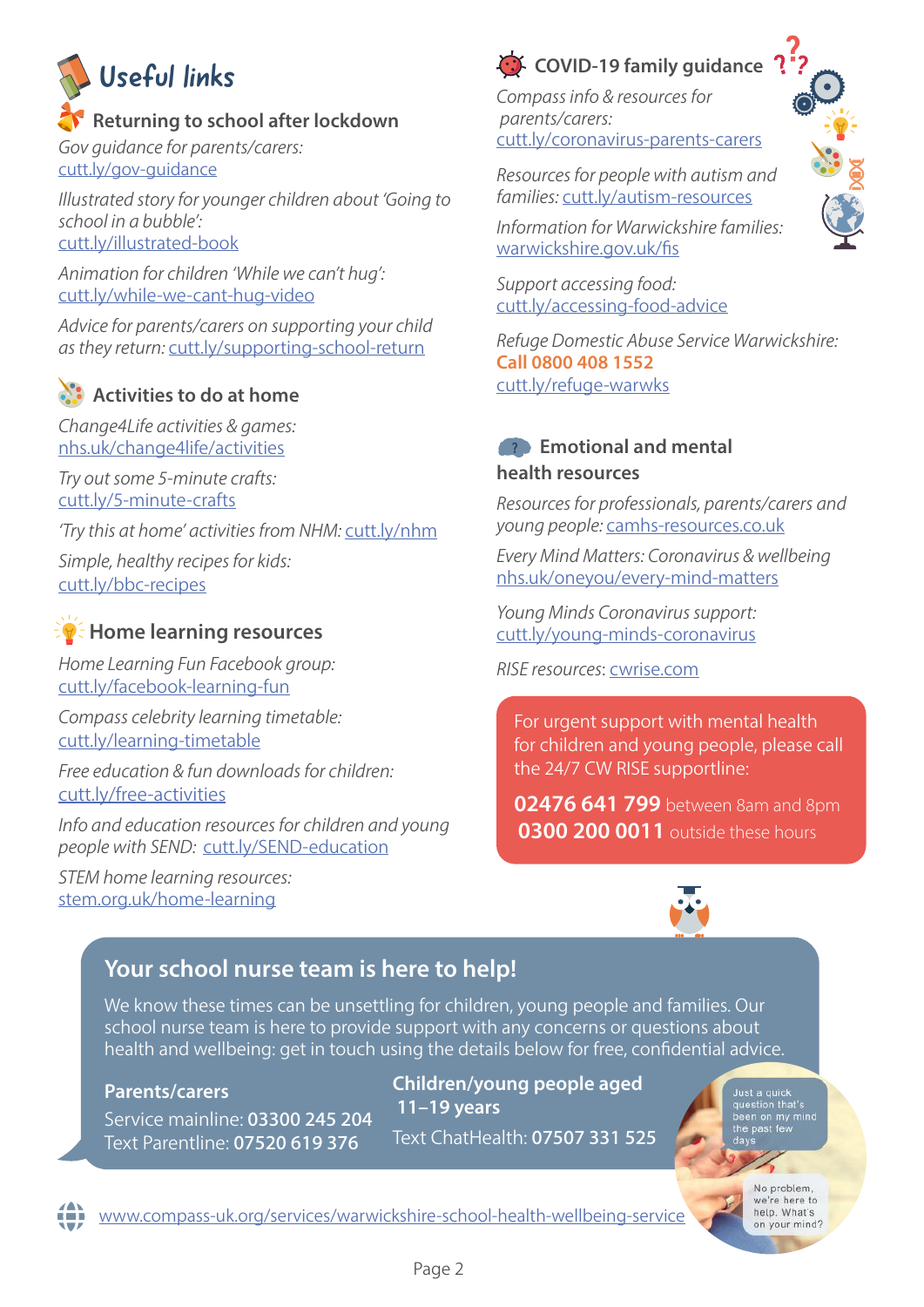# Useful links

## Returning to school after lockdown

*Gov guidance for parents/carers:*
cutt.ly/gov-guidance

*Illustrated story for younger children about 'Going to school in a bubble':*
cutt.ly/illustrated-book

*Animation for children 'While we can't hug':*
cutt.ly/while-we-cant-hug-video

*Advice for parents/carers on supporting your child as they return:* cutt.ly/supporting-school-return

## Activities to do at home

*Change4Life activities & games:*
nhs.uk/change4life/activities

*Try out some 5-minute crafts:*
cutt.ly/5-minute-crafts

*'Try this at home' activities from NHM:* cutt.ly/nhm

*Simple, healthy recipes for kids:*
cutt.ly/bbc-recipes

## Home learning resources

*Home Learning Fun Facebook group:*
cutt.ly/facebook-learning-fun

*Compass celebrity learning timetable:*
cutt.ly/learning-timetable

*Free education & fun downloads for children:*
cutt.ly/free-activities

*Info and education resources for children and young people with SEND:* cutt.ly/SEND-education

*STEM home learning resources:*
stem.org.uk/home-learning

## COVID-19 family guidance

*Compass info & resources for parents/carers:*
cutt.ly/coronavirus-parents-carers

*Resources for people with autism and families:* cutt.ly/autism-resources

*Information for Warwickshire families:*
warwickshire.gov.uk/fis

*Support accessing food:*
cutt.ly/accessing-food-advice

*Refuge Domestic Abuse Service Warwickshire:*
**Call 0800 408 1552**
cutt.ly/refuge-warwks

## Emotional and mental health resources

*Resources for professionals, parents/carers and young people:* camhs-resources.co.uk

*Every Mind Matters: Coronavirus & wellbeing*
nhs.uk/oneyou/every-mind-matters

*Young Minds Coronavirus support:*
cutt.ly/young-minds-coronavirus

*RISE resources:* cwrise.com

For urgent support with mental health for children and young people, please call the 24/7 CW RISE supportline:

**02476 641 799** between 8am and 8pm
**0300 200 0011** outside these hours

## Your school nurse team is here to help!

We know these times can be unsettling for children, young people and families. Our school nurse team is here to provide support with any concerns or questions about health and wellbeing: get in touch using the details below for free, confidential advice.

**Parents/carers**
Service mainline: **03300 245 204**
Text Parentline: **07520 619 376**

**Children/young people aged 11–19 years**
Text ChatHealth: **07507 331 525**

www.compass-uk.org/services/warwickshire-school-health-wellbeing-service